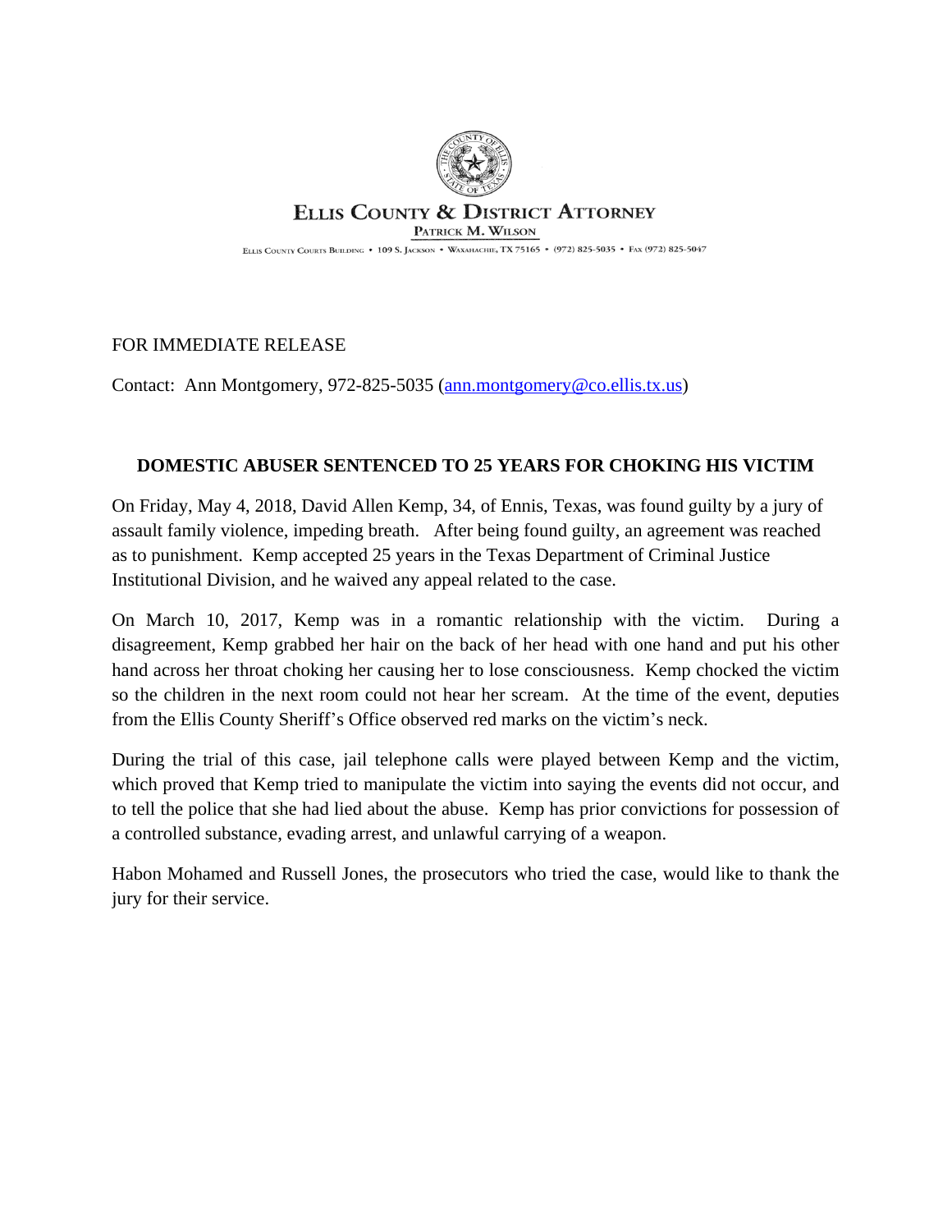**ELLIS COUNTY & DISTRICT ATTORNEY**

PATRICK M. WILSON

ELLIS COUNTY COURTS BUILDING • 109 S. JACKSON • WAXAHACHIE, TX 75165 • (972) 825-5035 • FAX (972) 825-5047

FOR IMMEDIATE RELEASE

Contact: Ann Montgomery, 972-825-5035 (ann.montgomery@co.ellis.tx.us)

**DOMESTIC ABUSER SENTENCED TO 25 YEARS FOR CHOKING HIS VICTIM**

On Friday, May 4, 2018, David Allen Kemp, 34, of Ennis, Texas, was found guilty by a jury of assault family violence, impeding breath. After being found guilty, an agreement was reached as to punishment. Kemp accepted 25 years in the Texas Department of Criminal Justice Institutional Division, and he waived any appeal related to the case.

On March 10, 2017, Kemp was in a romantic relationship with the victim. During a disagreement, Kemp grabbed her hair on the back of her head with one hand and put his other hand across her throat choking her causing her to lose consciousness. Kemp chocked the victim so the children in the next room could not hear her scream. At the time of the event, deputies from the Ellis County Sheriff's Office observed red marks on the victim's neck.

During the trial of this case, jail telephone calls were played between Kemp and the victim, which proved that Kemp tried to manipulate the victim into saying the events did not occur, and to tell the police that she had lied about the abuse. Kemp has prior convictions for possession of a controlled substance, evading arrest, and unlawful carrying of a weapon.

Habon Mohamed and Russell Jones, the prosecutors who tried the case, would like to thank the jury for their service.